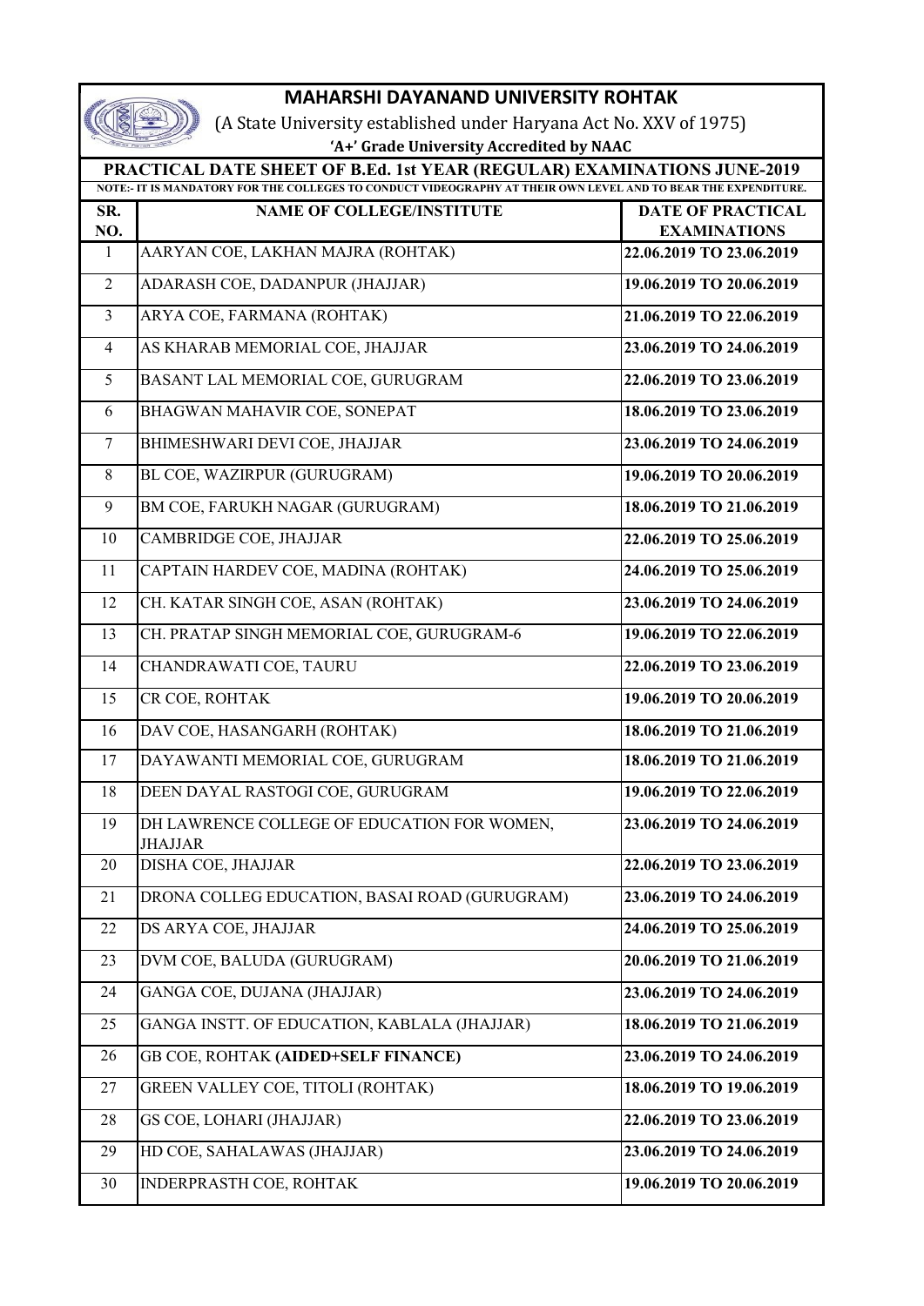# MAHARSHI DAYANAND UNIVERSITY ROHTAK

(A State University established under Haryana Act No. XXV of 1975)

**'A+' Grade University Accredited by NAAC**

## PRACTICAL DATE SHEET OF B.Ed. 1st YEAR (REGULAR) EXAMINATIONS JUNE-2019

**NOTE:- IT IS MANDATORY FOR THE COLLEGES TO CONDUCT VIDEOGRAPHY AT THEIR OWN LEVEL AND TO BEAR THE EXPENDITURE.**

| SR. NO. | NAME OF COLLEGE/INSTITUTE | DATE OF PRACTICAL EXAMINATIONS |
|---|---|---|
| 1 | AARYAN COE, LAKHAN MAJRA (ROHTAK) | **22.06.2019 TO 23.06.2019** |
| 2 | ADARASH COE, DADANPUR (JHAJJAR) | **19.06.2019 TO 20.06.2019** |
| 3 | ARYA COE, FARMANA (ROHTAK) | **21.06.2019 TO 22.06.2019** |
| 4 | AS KHARAB MEMORIAL COE, JHAJJAR | **23.06.2019 TO 24.06.2019** |
| 5 | BASANT LAL MEMORIAL COE, GURUGRAM | **22.06.2019 TO 23.06.2019** |
| 6 | BHAGWAN MAHAVIR COE, SONEPAT | **18.06.2019 TO 23.06.2019** |
| 7 | BHIMESHWARI DEVI COE, JHAJJAR | **23.06.2019 TO 24.06.2019** |
| 8 | BL COE, WAZIRPUR (GURUGRAM) | **19.06.2019 TO 20.06.2019** |
| 9 | BM COE, FARUKH NAGAR (GURUGRAM) | **18.06.2019 TO 21.06.2019** |
| 10 | CAMBRIDGE COE, JHAJJAR | **22.06.2019 TO 25.06.2019** |
| 11 | CAPTAIN HARDEV COE, MADINA (ROHTAK) | **24.06.2019 TO 25.06.2019** |
| 12 | CH. KATAR SINGH COE, ASAN (ROHTAK) | **23.06.2019 TO 24.06.2019** |
| 13 | CH. PRATAP SINGH MEMORIAL COE, GURUGRAM-6 | **19.06.2019 TO 22.06.2019** |
| 14 | CHANDRAWATI COE, TAURU | **22.06.2019 TO 23.06.2019** |
| 15 | CR COE, ROHTAK | **19.06.2019 TO 20.06.2019** |
| 16 | DAV COE, HASANGARH (ROHTAK) | **18.06.2019 TO 21.06.2019** |
| 17 | DAYAWANTI MEMORIAL COE, GURUGRAM | **18.06.2019 TO 21.06.2019** |
| 18 | DEEN DAYAL RASTOGI COE, GURUGRAM | **19.06.2019 TO 22.06.2019** |
| 19 | DH LAWRENCE COLLEGE OF EDUCATION FOR WOMEN, JHAJJAR | **23.06.2019 TO 24.06.2019** |
| 20 | DISHA COE, JHAJJAR | **22.06.2019 TO 23.06.2019** |
| 21 | DRONA COLLEG EDUCATION, BASAI ROAD (GURUGRAM) | **23.06.2019 TO 24.06.2019** |
| 22 | DS ARYA COE, JHAJJAR | **24.06.2019 TO 25.06.2019** |
| 23 | DVM COE, BALUDA (GURUGRAM) | **20.06.2019 TO 21.06.2019** |
| 24 | GANGA COE, DUJANA (JHAJJAR) | **23.06.2019 TO 24.06.2019** |
| 25 | GANGA INSTT. OF EDUCATION, KABLALA (JHAJJAR) | **18.06.2019 TO 21.06.2019** |
| 26 | GB COE, ROHTAK **(AIDED+SELF FINANCE)** | **23.06.2019 TO 24.06.2019** |
| 27 | GREEN VALLEY COE, TITOLI (ROHTAK) | **18.06.2019 TO 19.06.2019** |
| 28 | GS COE, LOHARI (JHAJJAR) | **22.06.2019 TO 23.06.2019** |
| 29 | HD COE, SAHALAWAS (JHAJJAR) | **23.06.2019 TO 24.06.2019** |
| 30 | INDERPRASTH COE, ROHTAK | **19.06.2019 TO 20.06.2019** |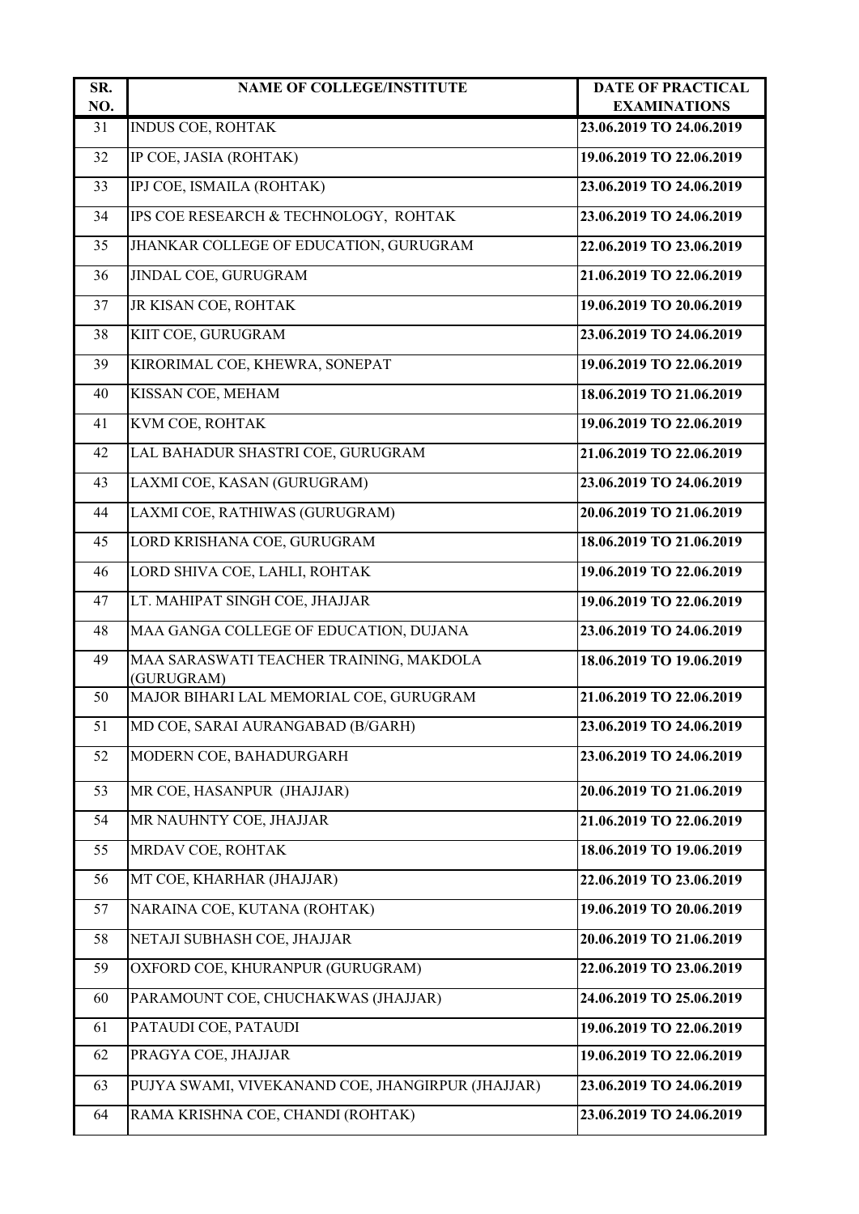| SR. NO. | NAME OF COLLEGE/INSTITUTE | DATE OF PRACTICAL EXAMINATIONS |
|---|---|---|
| 31 | INDUS COE, ROHTAK | 23.06.2019 TO 24.06.2019 |
| 32 | IP COE, JASIA (ROHTAK) | 19.06.2019 TO 22.06.2019 |
| 33 | IPJ COE, ISMAILA (ROHTAK) | 23.06.2019 TO 24.06.2019 |
| 34 | IPS COE RESEARCH & TECHNOLOGY, ROHTAK | 23.06.2019 TO 24.06.2019 |
| 35 | JHANKAR COLLEGE OF EDUCATION, GURUGRAM | 22.06.2019 TO 23.06.2019 |
| 36 | JINDAL COE, GURUGRAM | 21.06.2019 TO 22.06.2019 |
| 37 | JR KISAN COE, ROHTAK | 19.06.2019 TO 20.06.2019 |
| 38 | KIIT COE, GURUGRAM | 23.06.2019 TO 24.06.2019 |
| 39 | KIRORIMAL COE, KHEWRA, SONEPAT | 19.06.2019 TO 22.06.2019 |
| 40 | KISSAN COE, MEHAM | 18.06.2019 TO 21.06.2019 |
| 41 | KVM COE, ROHTAK | 19.06.2019 TO 22.06.2019 |
| 42 | LAL BAHADUR SHASTRI COE, GURUGRAM | 21.06.2019 TO 22.06.2019 |
| 43 | LAXMI COE, KASAN (GURUGRAM) | 23.06.2019 TO 24.06.2019 |
| 44 | LAXMI COE, RATHIWAS (GURUGRAM) | 20.06.2019 TO 21.06.2019 |
| 45 | LORD KRISHANA COE, GURUGRAM | 18.06.2019 TO 21.06.2019 |
| 46 | LORD SHIVA COE, LAHLI, ROHTAK | 19.06.2019 TO 22.06.2019 |
| 47 | LT. MAHIPAT SINGH COE, JHAJJAR | 19.06.2019 TO 22.06.2019 |
| 48 | MAA GANGA COLLEGE OF EDUCATION, DUJANA | 23.06.2019 TO 24.06.2019 |
| 49 | MAA SARASWATI TEACHER TRAINING, MAKDOLA (GURUGRAM) | 18.06.2019 TO 19.06.2019 |
| 50 | MAJOR BIHARI LAL MEMORIAL COE, GURUGRAM | 21.06.2019 TO 22.06.2019 |
| 51 | MD COE, SARAI AURANGABAD (B/GARH) | 23.06.2019 TO 24.06.2019 |
| 52 | MODERN COE, BAHADURGARH | 23.06.2019 TO 24.06.2019 |
| 53 | MR COE, HASANPUR (JHAJJAR) | 20.06.2019 TO 21.06.2019 |
| 54 | MR NAUHNTY COE, JHAJJAR | 21.06.2019 TO 22.06.2019 |
| 55 | MRDAV COE, ROHTAK | 18.06.2019 TO 19.06.2019 |
| 56 | MT COE, KHARHAR (JHAJJAR) | 22.06.2019 TO 23.06.2019 |
| 57 | NARAINA COE, KUTANA (ROHTAK) | 19.06.2019 TO 20.06.2019 |
| 58 | NETAJI SUBHASH COE, JHAJJAR | 20.06.2019 TO 21.06.2019 |
| 59 | OXFORD COE, KHURANPUR (GURUGRAM) | 22.06.2019 TO 23.06.2019 |
| 60 | PARAMOUNT COE, CHUCHAKWAS (JHAJJAR) | 24.06.2019 TO 25.06.2019 |
| 61 | PATAUDI COE, PATAUDI | 19.06.2019 TO 22.06.2019 |
| 62 | PRAGYA COE, JHAJJAR | 19.06.2019 TO 22.06.2019 |
| 63 | PUJYA SWAMI, VIVEKANAND COE, JHANGIRPUR (JHAJJAR) | 23.06.2019 TO 24.06.2019 |
| 64 | RAMA KRISHNA COE, CHANDI (ROHTAK) | 23.06.2019 TO 24.06.2019 |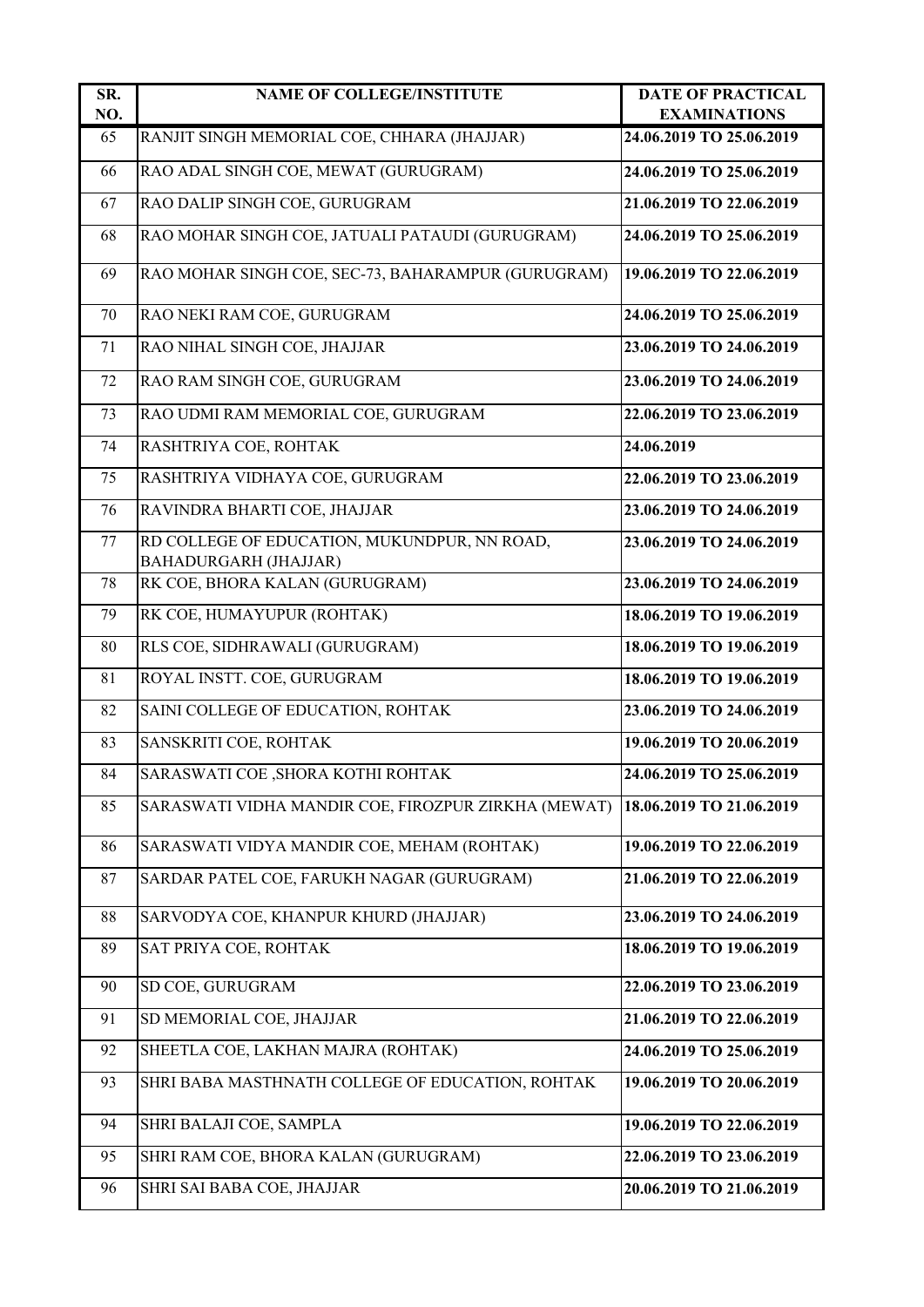| SR. NO. | NAME OF COLLEGE/INSTITUTE | DATE OF PRACTICAL EXAMINATIONS |
|---|---|---|
| 65 | RANJIT SINGH MEMORIAL COE, CHHARA (JHAJJAR) | **24.06.2019 TO 25.06.2019** |
| 66 | RAO ADAL SINGH COE, MEWAT (GURUGRAM) | **24.06.2019 TO 25.06.2019** |
| 67 | RAO DALIP SINGH COE, GURUGRAM | **21.06.2019 TO 22.06.2019** |
| 68 | RAO MOHAR SINGH COE, JATUALI PATAUDI (GURUGRAM) | **24.06.2019 TO 25.06.2019** |
| 69 | RAO MOHAR SINGH COE, SEC-73, BAHARAMPUR (GURUGRAM) | **19.06.2019 TO 22.06.2019** |
| 70 | RAO NEKI RAM COE, GURUGRAM | **24.06.2019 TO 25.06.2019** |
| 71 | RAO NIHAL SINGH COE, JHAJJAR | **23.06.2019 TO 24.06.2019** |
| 72 | RAO RAM SINGH COE, GURUGRAM | **23.06.2019 TO 24.06.2019** |
| 73 | RAO UDMI RAM MEMORIAL COE, GURUGRAM | **22.06.2019 TO 23.06.2019** |
| 74 | RASHTRIYA COE, ROHTAK | **24.06.2019** |
| 75 | RASHTRIYA VIDHAYA COE, GURUGRAM | **22.06.2019 TO 23.06.2019** |
| 76 | RAVINDRA BHARTI COE, JHAJJAR | **23.06.2019 TO 24.06.2019** |
| 77 | RD COLLEGE OF EDUCATION, MUKUNDPUR, NN ROAD, BAHADURGARH (JHAJJAR) | **23.06.2019 TO 24.06.2019** |
| 78 | RK COE, BHORA KALAN (GURUGRAM) | **23.06.2019 TO 24.06.2019** |
| 79 | RK COE, HUMAYUPUR (ROHTAK) | **18.06.2019 TO 19.06.2019** |
| 80 | RLS COE, SIDHRAWALI (GURUGRAM) | **18.06.2019 TO 19.06.2019** |
| 81 | ROYAL INSTT. COE, GURUGRAM | **18.06.2019 TO 19.06.2019** |
| 82 | SAINI COLLEGE OF EDUCATION, ROHTAK | **23.06.2019 TO 24.06.2019** |
| 83 | SANSKRITI COE, ROHTAK | **19.06.2019 TO 20.06.2019** |
| 84 | SARASWATI COE ,SHORA KOTHI ROHTAK | **24.06.2019 TO 25.06.2019** |
| 85 | SARASWATI VIDHA MANDIR COE, FIROZPUR ZIRKHA (MEWAT) | **18.06.2019 TO 21.06.2019** |
| 86 | SARASWATI VIDYA MANDIR COE, MEHAM (ROHTAK) | **19.06.2019 TO 22.06.2019** |
| 87 | SARDAR PATEL COE, FARUKH NAGAR (GURUGRAM) | **21.06.2019 TO 22.06.2019** |
| 88 | SARVODYA COE, KHANPUR KHURD (JHAJJAR) | **23.06.2019 TO 24.06.2019** |
| 89 | SAT PRIYA COE, ROHTAK | **18.06.2019 TO 19.06.2019** |
| 90 | SD COE, GURUGRAM | **22.06.2019 TO 23.06.2019** |
| 91 | SD MEMORIAL COE, JHAJJAR | **21.06.2019 TO 22.06.2019** |
| 92 | SHEETLA COE, LAKHAN MAJRA (ROHTAK) | **24.06.2019 TO 25.06.2019** |
| 93 | SHRI BABA MASTHNATH COLLEGE OF EDUCATION, ROHTAK | **19.06.2019 TO 20.06.2019** |
| 94 | SHRI BALAJI COE, SAMPLA | **19.06.2019 TO 22.06.2019** |
| 95 | SHRI RAM COE, BHORA KALAN (GURUGRAM) | **22.06.2019 TO 23.06.2019** |
| 96 | SHRI SAI BABA COE, JHAJJAR | **20.06.2019 TO 21.06.2019** |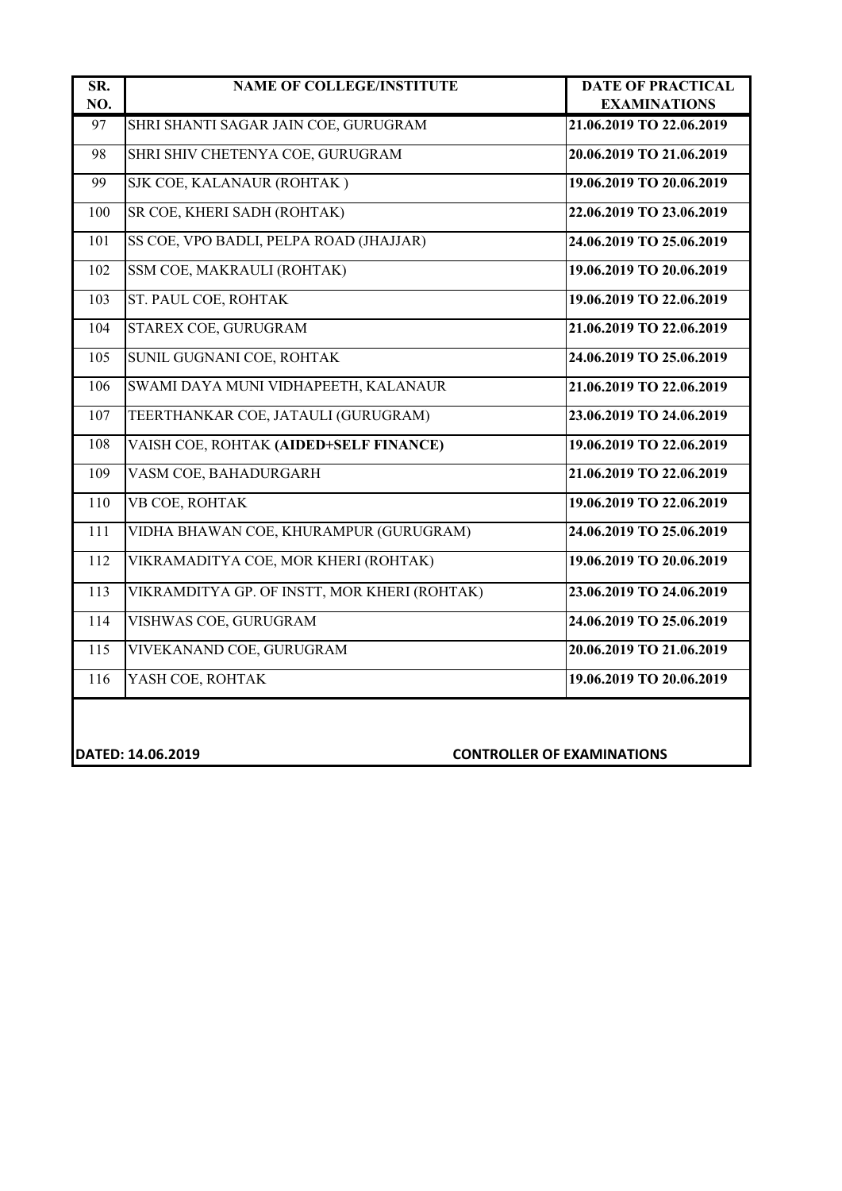| SR. NO. | NAME OF COLLEGE/INSTITUTE | DATE OF PRACTICAL EXAMINATIONS |
| --- | --- | --- |
| 97 | SHRI SHANTI SAGAR JAIN COE, GURUGRAM | **21.06.2019 TO 22.06.2019** |
| 98 | SHRI SHIV CHETENYA COE, GURUGRAM | **20.06.2019 TO 21.06.2019** |
| 99 | SJK COE, KALANAUR (ROHTAK ) | **19.06.2019 TO 20.06.2019** |
| 100 | SR COE, KHERI SADH (ROHTAK) | **22.06.2019 TO 23.06.2019** |
| 101 | SS COE, VPO BADLI, PELPA ROAD (JHAJJAR) | **24.06.2019 TO 25.06.2019** |
| 102 | SSM COE, MAKRAULI (ROHTAK) | **19.06.2019 TO 20.06.2019** |
| 103 | ST. PAUL COE, ROHTAK | **19.06.2019 TO 22.06.2019** |
| 104 | STAREX COE, GURUGRAM | **21.06.2019 TO 22.06.2019** |
| 105 | SUNIL GUGNANI COE, ROHTAK | **24.06.2019 TO 25.06.2019** |
| 106 | SWAMI DAYA MUNI VIDHAPEETH, KALANAUR | **21.06.2019 TO 22.06.2019** |
| 107 | TEERTHANKAR COE, JATAULI (GURUGRAM) | **23.06.2019 TO 24.06.2019** |
| 108 | VAISH COE, ROHTAK **(AIDED+SELF FINANCE)** | **19.06.2019 TO 22.06.2019** |
| 109 | VASM COE, BAHADURGARH | **21.06.2019 TO 22.06.2019** |
| 110 | VB COE, ROHTAK | **19.06.2019 TO 22.06.2019** |
| 111 | VIDHA BHAWAN COE, KHURAMPUR (GURUGRAM) | **24.06.2019 TO 25.06.2019** |
| 112 | VIKRAMADITYA COE, MOR KHERI (ROHTAK) | **19.06.2019 TO 20.06.2019** |
| 113 | VIKRAMDITYA GP. OF INSTT, MOR KHERI (ROHTAK) | **23.06.2019 TO 24.06.2019** |
| 114 | VISHWAS COE, GURUGRAM | **24.06.2019 TO 25.06.2019** |
| 115 | VIVEKANAND COE, GURUGRAM | **20.06.2019 TO 21.06.2019** |
| 116 | YASH COE, ROHTAK | **19.06.2019 TO 20.06.2019** |

**DATED: 14.06.2019** **CONTROLLER OF EXAMINATIONS**